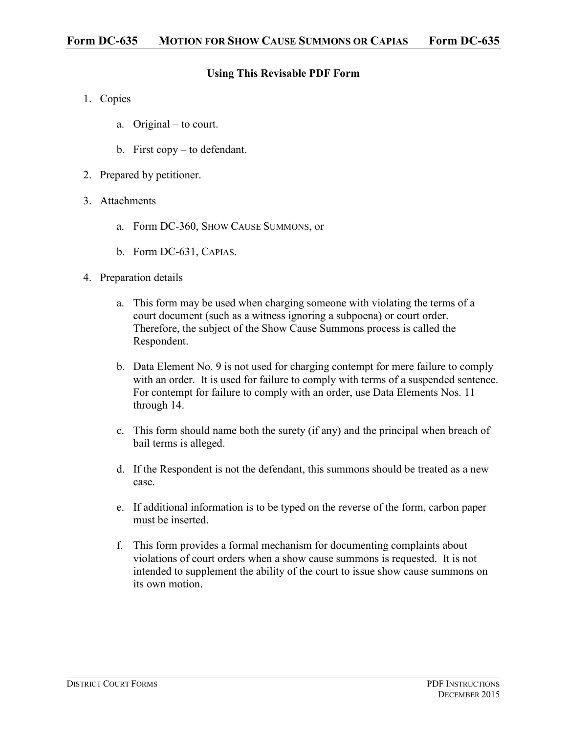# Form DC-635 MOTION FOR SHOW CAUSE SUMMONS OR CAPIAS Form DC-635

## Using This Revisable PDF Form

1. Copies

   a. Original – to court.

   b. First copy – to defendant.

2. Prepared by petitioner.

3. Attachments

   a. Form DC-360, SHOW CAUSE SUMMONS, or

   b. Form DC-631, CAPIAS.

4. Preparation details

   a. This form may be used when charging someone with violating the terms of a court document (such as a witness ignoring a subpoena) or court order. Therefore, the subject of the Show Cause Summons process is called the Respondent.

   b. Data Element No. 9 is not used for charging contempt for mere failure to comply with an order. It is used for failure to comply with terms of a suspended sentence. For contempt for failure to comply with an order, use Data Elements Nos. 11 through 14.

   c. This form should name both the surety (if any) and the principal when breach of bail terms is alleged.

   d. If the Respondent is not the defendant, this summons should be treated as a new case.

   e. If additional information is to be typed on the reverse of the form, carbon paper must be inserted.

   f. This form provides a formal mechanism for documenting complaints about violations of court orders when a show cause summons is requested. It is not intended to supplement the ability of the court to issue show cause summons on its own motion.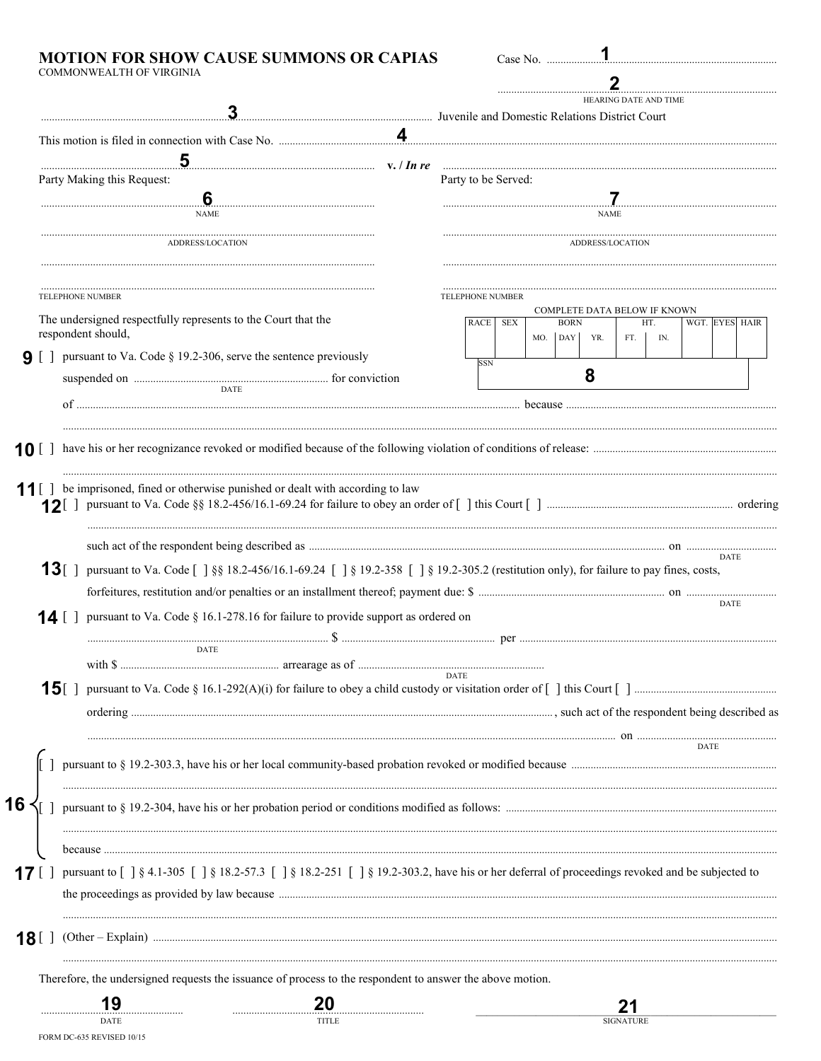# MOTION FOR SHOW CAUSE SUMMONS OR CAPIAS

COMMONWEALTH OF VIRGINIA

Case No. ........................ **1** ........................

........................ **2** ........................
HEARING DATE AND TIME

........................ **3** ........................ Juvenile and Domestic Relations District Court

This motion is filed in connection with Case No. ........................ **4** ........................

........................ **5** ........................ **v. / *In re*** ........................

| Party Making this Request: | Party to be Served: |
|---|---|
| ........................ **6** ........................ NAME | ........................ **7** ........................ NAME |
| ........................ ADDRESS/LOCATION | ........................ ADDRESS/LOCATION |
| ........................ | ........................ |
| ........................ TELEPHONE NUMBER | ........................ TELEPHONE NUMBER |

COMPLETE DATA BELOW IF KNOWN

| RACE | SEX | BORN | | | HT. | | WGT. | EYES | HAIR |
|---|---|---|---|---|---|---|---|---|---|
| | | MO. | DAY | YR. | FT. | IN. | | | |
| | | | | | | | | | |

SSN **8**

The undersigned respectfully represents to the Court that the respondent should,

**9** [ ] pursuant to Va. Code § 19.2-306, serve the sentence previously suspended on ........................ (DATE) for conviction of ........................ because ........................

........................

**10** [ ] have his or her recognizance revoked or modified because of the following violation of conditions of release: ........................

........................

**11** [ ] be imprisoned, fined or otherwise punished or dealt with according to law

**12** [ ] pursuant to Va. Code §§ 18.2-456/16.1-69.24 for failure to obey an order of [ ] this Court [ ] ........................ ordering ........................

such act of the respondent being described as ........................ on ........................ (DATE)

**13** [ ] pursuant to Va. Code [ ] §§ 18.2-456/16.1-69.24 [ ] § 19.2-358 [ ] § 19.2-305.2 (restitution only), for failure to pay fines, costs, forfeitures, restitution and/or penalties or an installment thereof; payment due: $ ........................ on ........................ (DATE)

**14** [ ] pursuant to Va. Code § 16.1-278.16 for failure to provide support as ordered on ........................ (DATE) $ ........................ per ........................ with $ ........................ arrearage as of ........................ (DATE)

**15** [ ] pursuant to Va. Code § 16.1-292(A)(i) for failure to obey a child custody or visitation order of [ ] this Court [ ] ........................ ordering ........................, such act of the respondent being described as ........................ on ........................ (DATE)

**16**
[ ] pursuant to § 19.2-303.3, have his or her local community-based probation revoked or modified because ........................

........................

[ ] pursuant to § 19.2-304, have his or her probation period or conditions modified as follows: ........................

........................

because ........................

**17** [ ] pursuant to [ ] § 4.1-305 [ ] § 18.2-57.3 [ ] § 18.2-251 [ ] § 19.2-303.2, have his or her deferral of proceedings revoked and be subjected to the proceedings as provided by law because ........................

........................

**18** [ ] (Other – Explain) ........................

........................

Therefore, the undersigned requests the issuance of process to the respondent to answer the above motion.

| **19** | **20** | **21** |
|---|---|---|
| DATE | TITLE | SIGNATURE |

FORM DC-635 REVISED 10/15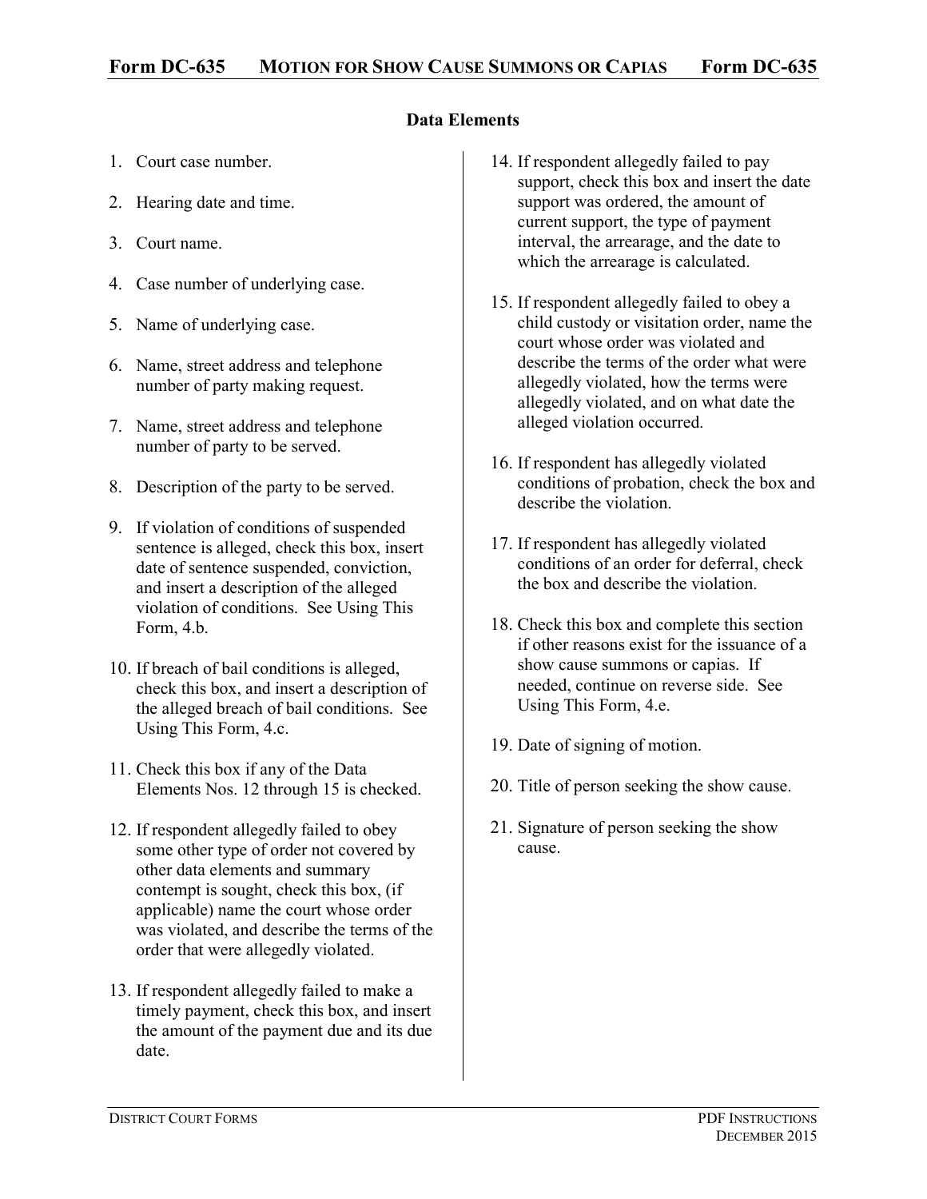## Form DC-635 MOTION FOR SHOW CAUSE SUMMONS OR CAPIAS Form DC-635

### Data Elements

1. Court case number.
2. Hearing date and time.
3. Court name.
4. Case number of underlying case.
5. Name of underlying case.
6. Name, street address and telephone number of party making request.
7. Name, street address and telephone number of party to be served.
8. Description of the party to be served.
9. If violation of conditions of suspended sentence is alleged, check this box, insert date of sentence suspended, conviction, and insert a description of the alleged violation of conditions. See Using This Form, 4.b.
10. If breach of bail conditions is alleged, check this box, and insert a description of the alleged breach of bail conditions. See Using This Form, 4.c.
11. Check this box if any of the Data Elements Nos. 12 through 15 is checked.
12. If respondent allegedly failed to obey some other type of order not covered by other data elements and summary contempt is sought, check this box, (if applicable) name the court whose order was violated, and describe the terms of the order that were allegedly violated.
13. If respondent allegedly failed to make a timely payment, check this box, and insert the amount of the payment due and its due date.
14. If respondent allegedly failed to pay support, check this box and insert the date support was ordered, the amount of current support, the type of payment interval, the arrearage, and the date to which the arrearage is calculated.
15. If respondent allegedly failed to obey a child custody or visitation order, name the court whose order was violated and describe the terms of the order what were allegedly violated, how the terms were allegedly violated, and on what date the alleged violation occurred.
16. If respondent has allegedly violated conditions of probation, check the box and describe the violation.
17. If respondent has allegedly violated conditions of an order for deferral, check the box and describe the violation.
18. Check this box and complete this section if other reasons exist for the issuance of a show cause summons or capias. If needed, continue on reverse side. See Using This Form, 4.e.
19. Date of signing of motion.
20. Title of person seeking the show cause.
21. Signature of person seeking the show cause.